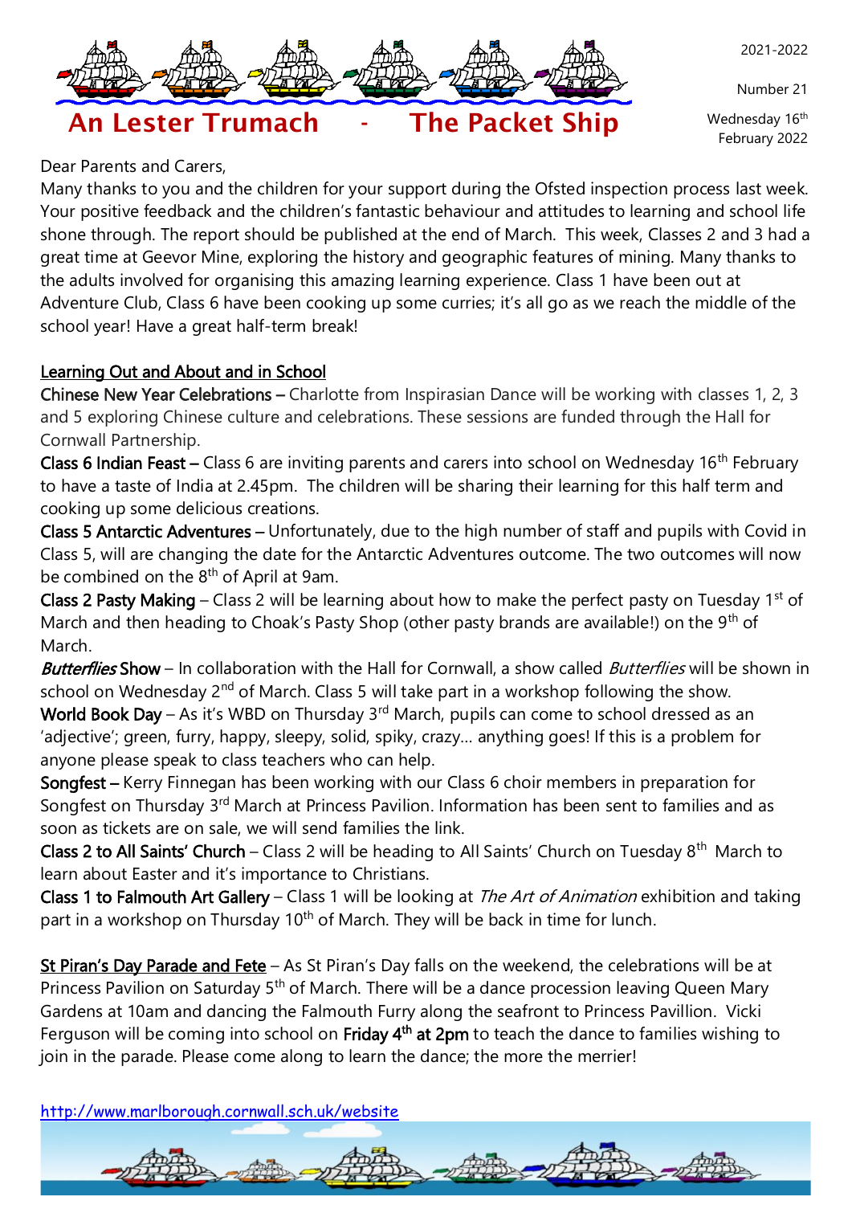# An Lester Trumach - The Packet Ship

2021-2022

Number 21

Wednesday 16th February 2022

Dear Parents and Carers,

Many thanks to you and the children for your support during the Ofsted inspection process last week. Your positive feedback and the children's fantastic behaviour and attitudes to learning and school life shone through. The report should be published at the end of March. This week, Classes 2 and 3 had a great time at Geevor Mine, exploring the history and geographic features of mining. Many thanks to the adults involved for organising this amazing learning experience. Class 1 have been out at Adventure Club, Class 6 have been cooking up some curries; it's all go as we reach the middle of the school year! Have a great half-term break!

## Learning Out and About and in School

**Chinese New Year Celebrations –** Charlotte from Inspirasian Dance will be working with classes 1, 2, 3 and 5 exploring Chinese culture and celebrations. These sessions are funded through the Hall for Cornwall Partnership.

**Class 6 Indian Feast –** Class 6 are inviting parents and carers into school on Wednesday 16th February to have a taste of India at 2.45pm. The children will be sharing their learning for this half term and cooking up some delicious creations.

**Class 5 Antarctic Adventures –** Unfortunately, due to the high number of staff and pupils with Covid in Class 5, will are changing the date for the Antarctic Adventures outcome. The two outcomes will now be combined on the 8th of April at 9am.

**Class 2 Pasty Making** – Class 2 will be learning about how to make the perfect pasty on Tuesday 1st of March and then heading to Choak's Pasty Shop (other pasty brands are available!) on the 9th of March.

***Butterflies* Show** – In collaboration with the Hall for Cornwall, a show called *Butterflies* will be shown in school on Wednesday 2nd of March. Class 5 will take part in a workshop following the show.

**World Book Day** – As it's WBD on Thursday 3rd March, pupils can come to school dressed as an 'adjective'; green, furry, happy, sleepy, solid, spiky, crazy… anything goes! If this is a problem for anyone please speak to class teachers who can help.

**Songfest –** Kerry Finnegan has been working with our Class 6 choir members in preparation for Songfest on Thursday 3rd March at Princess Pavilion. Information has been sent to families and as soon as tickets are on sale, we will send families the link.

**Class 2 to All Saints' Church** – Class 2 will be heading to All Saints' Church on Tuesday 8th March to learn about Easter and it's importance to Christians.

**Class 1 to Falmouth Art Gallery** – Class 1 will be looking at *The Art of Animation* exhibition and taking part in a workshop on Thursday 10th of March. They will be back in time for lunch.

**St Piran's Day Parade and Fete** – As St Piran's Day falls on the weekend, the celebrations will be at Princess Pavilion on Saturday 5th of March. There will be a dance procession leaving Queen Mary Gardens at 10am and dancing the Falmouth Furry along the seafront to Princess Pavillion. Vicki Ferguson will be coming into school on **Friday 4th at 2pm** to teach the dance to families wishing to join in the parade. Please come along to learn the dance; the more the merrier!

http://www.marlborough.cornwall.sch.uk/website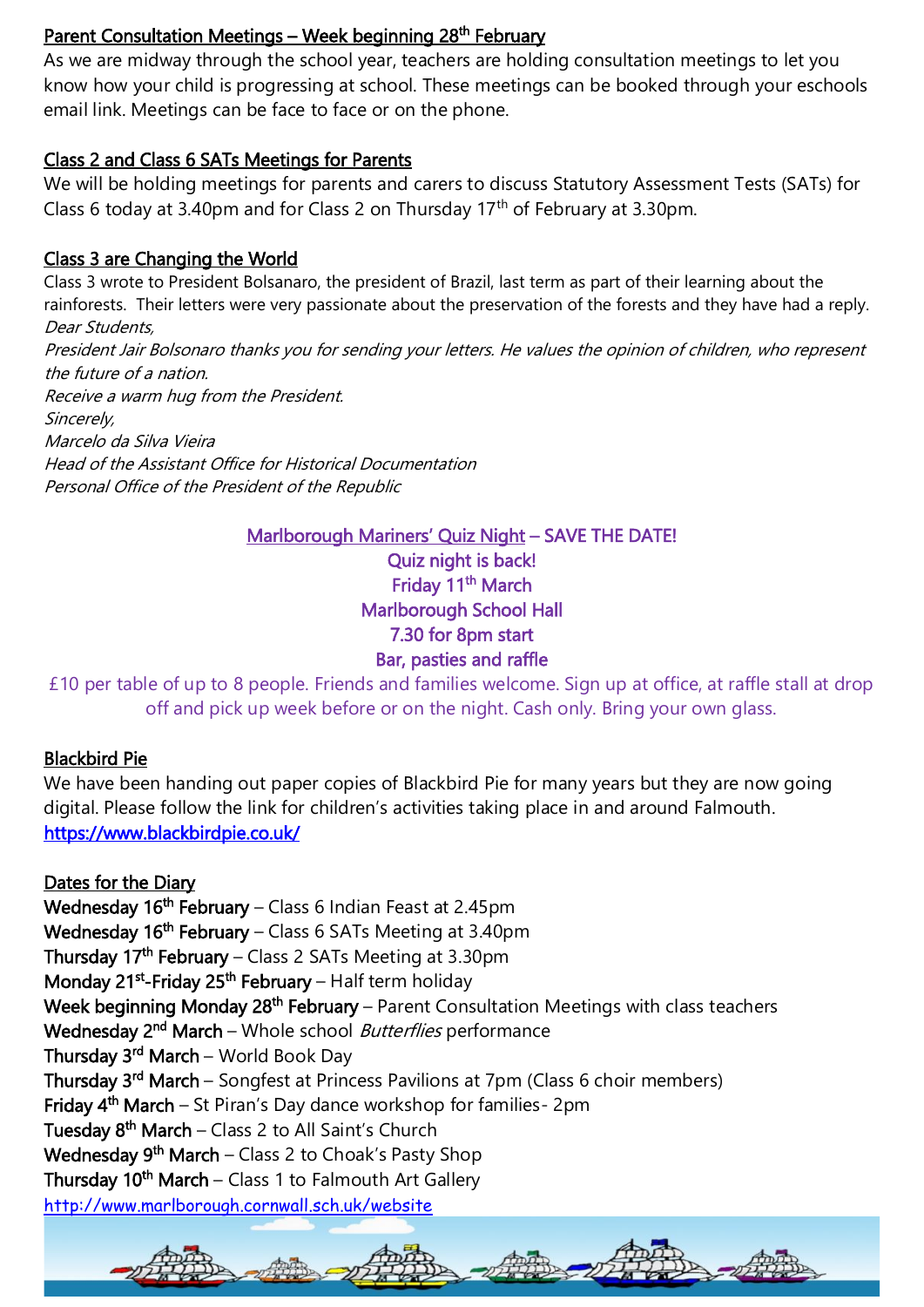## Parent Consultation Meetings – Week beginning 28th February

As we are midway through the school year, teachers are holding consultation meetings to let you know how your child is progressing at school. These meetings can be booked through your eschools email link. Meetings can be face to face or on the phone.

## Class 2 and Class 6 SATs Meetings for Parents

We will be holding meetings for parents and carers to discuss Statutory Assessment Tests (SATs) for Class 6 today at 3.40pm and for Class 2 on Thursday 17th of February at 3.30pm.

## Class 3 are Changing the World

Class 3 wrote to President Bolsanaro, the president of Brazil, last term as part of their learning about the rainforests. Their letters were very passionate about the preservation of the forests and they have had a reply.

*Dear Students,*
*President Jair Bolsonaro thanks you for sending your letters. He values the opinion of children, who represent the future of a nation.*
*Receive a warm hug from the President.*
*Sincerely,*
*Marcelo da Silva Vieira*
*Head of the Assistant Office for Historical Documentation*
*Personal Office of the President of the Republic*

**Marlborough Mariners' Quiz Night – SAVE THE DATE!**
**Quiz night is back!**
**Friday 11th March**
**Marlborough School Hall**
**7.30 for 8pm start**
**Bar, pasties and raffle**

£10 per table of up to 8 people. Friends and families welcome. Sign up at office, at raffle stall at drop off and pick up week before or on the night. Cash only. Bring your own glass.

## Blackbird Pie

We have been handing out paper copies of Blackbird Pie for many years but they are now going digital. Please follow the link for children's activities taking place in and around Falmouth.
https://www.blackbirdpie.co.uk/

## Dates for the Diary

**Wednesday 16th February** – Class 6 Indian Feast at 2.45pm
**Wednesday 16th February** – Class 6 SATs Meeting at 3.40pm
**Thursday 17th February** – Class 2 SATs Meeting at 3.30pm
**Monday 21st-Friday 25th February** – Half term holiday
**Week beginning Monday 28th February** – Parent Consultation Meetings with class teachers
**Wednesday 2nd March** – Whole school *Butterflies* performance
**Thursday 3rd March** – World Book Day
**Thursday 3rd March** – Songfest at Princess Pavilions at 7pm (Class 6 choir members)
**Friday 4th March** – St Piran's Day dance workshop for families- 2pm
**Tuesday 8th March** – Class 2 to All Saint's Church
**Wednesday 9th March** – Class 2 to Choak's Pasty Shop
**Thursday 10th March** – Class 1 to Falmouth Art Gallery

http://www.marlborough.cornwall.sch.uk/website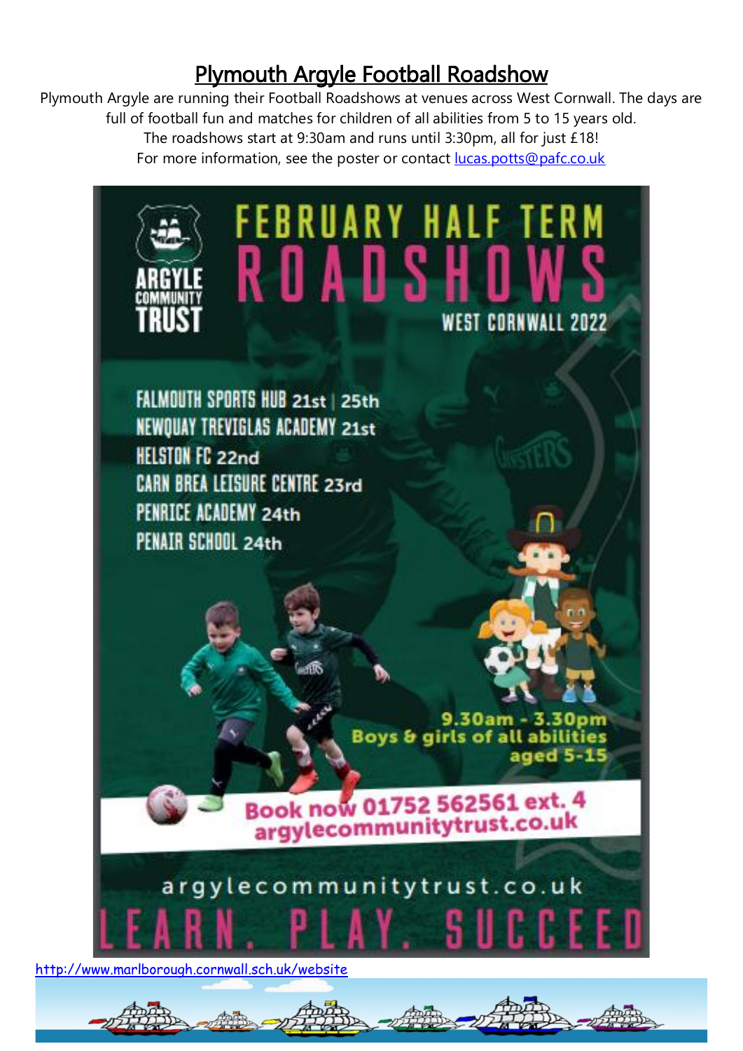# Plymouth Argyle Football Roadshow

Plymouth Argyle are running their Football Roadshows at venues across West Cornwall. The days are full of football fun and matches for children of all abilities from 5 to 15 years old.
The roadshows start at 9:30am and runs until 3:30pm, all for just £18!
For more information, see the poster or contact lucas.potts@pafc.co.uk

ARGYLE COMMUNITY TRUST

FEBRUARY HALF TERM

ROADSHOWS

WEST CORNWALL 2022

FALMOUTH SPORTS HUB 21st | 25th
NEWQUAY TREVIGLAS ACADEMY 21st
HELSTON FC 22nd
CARN BREA LEISURE CENTRE 23rd
PENRICE ACADEMY 24th
PENAIR SCHOOL 24th

9.30am - 3.30pm
Boys & girls of all abilities
aged 5-15

Book now 01752 562561 ext. 4
argylecommunitytrust.co.uk

argylecommunitytrust.co.uk

LEARN. PLAY. SUCCEED

http://www.marlborough.cornwall.sch.uk/website